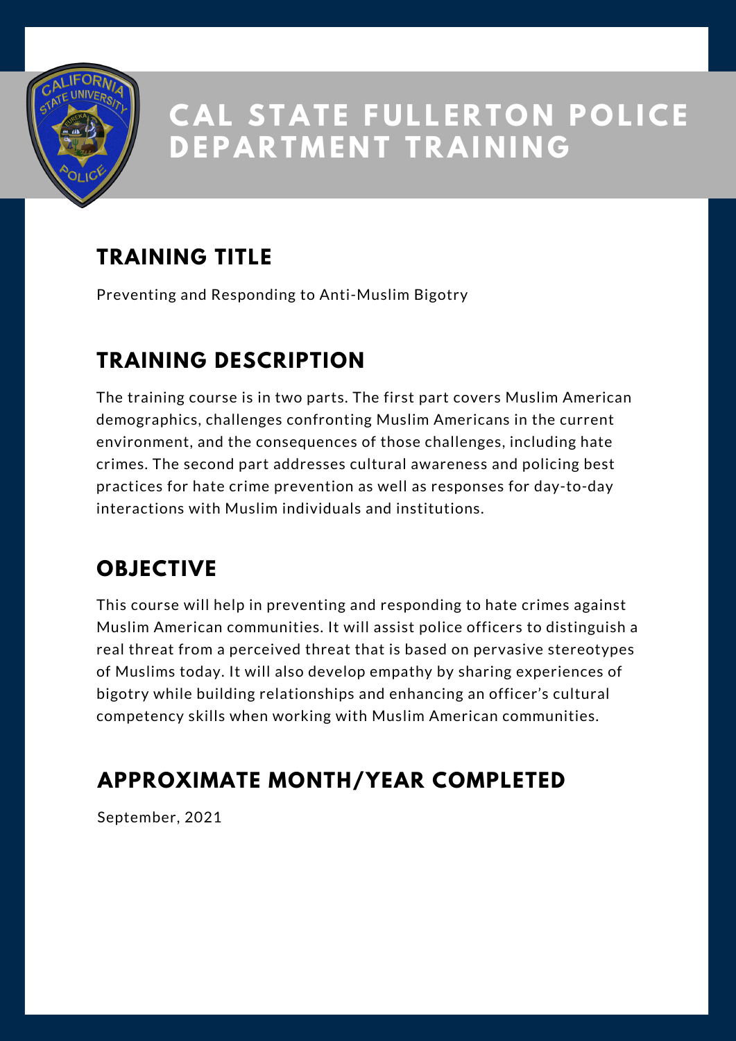# CAL STATE FULLERTON POLICE DEPARTMENT TRAINING

## TRAINING TITLE

Preventing and Responding to Anti-Muslim Bigotry

## TRAINING DESCRIPTION

The training course is in two parts. The first part covers Muslim American demographics, challenges confronting Muslim Americans in the current environment, and the consequences of those challenges, including hate crimes. The second part addresses cultural awareness and policing best practices for hate crime prevention as well as responses for day-to-day interactions with Muslim individuals and institutions.

## OBJECTIVE

This course will help in preventing and responding to hate crimes against Muslim American communities. It will assist police officers to distinguish a real threat from a perceived threat that is based on pervasive stereotypes of Muslims today. It will also develop empathy by sharing experiences of bigotry while building relationships and enhancing an officer's cultural competency skills when working with Muslim American communities.

## APPROXIMATE MONTH/YEAR COMPLETED

September, 2021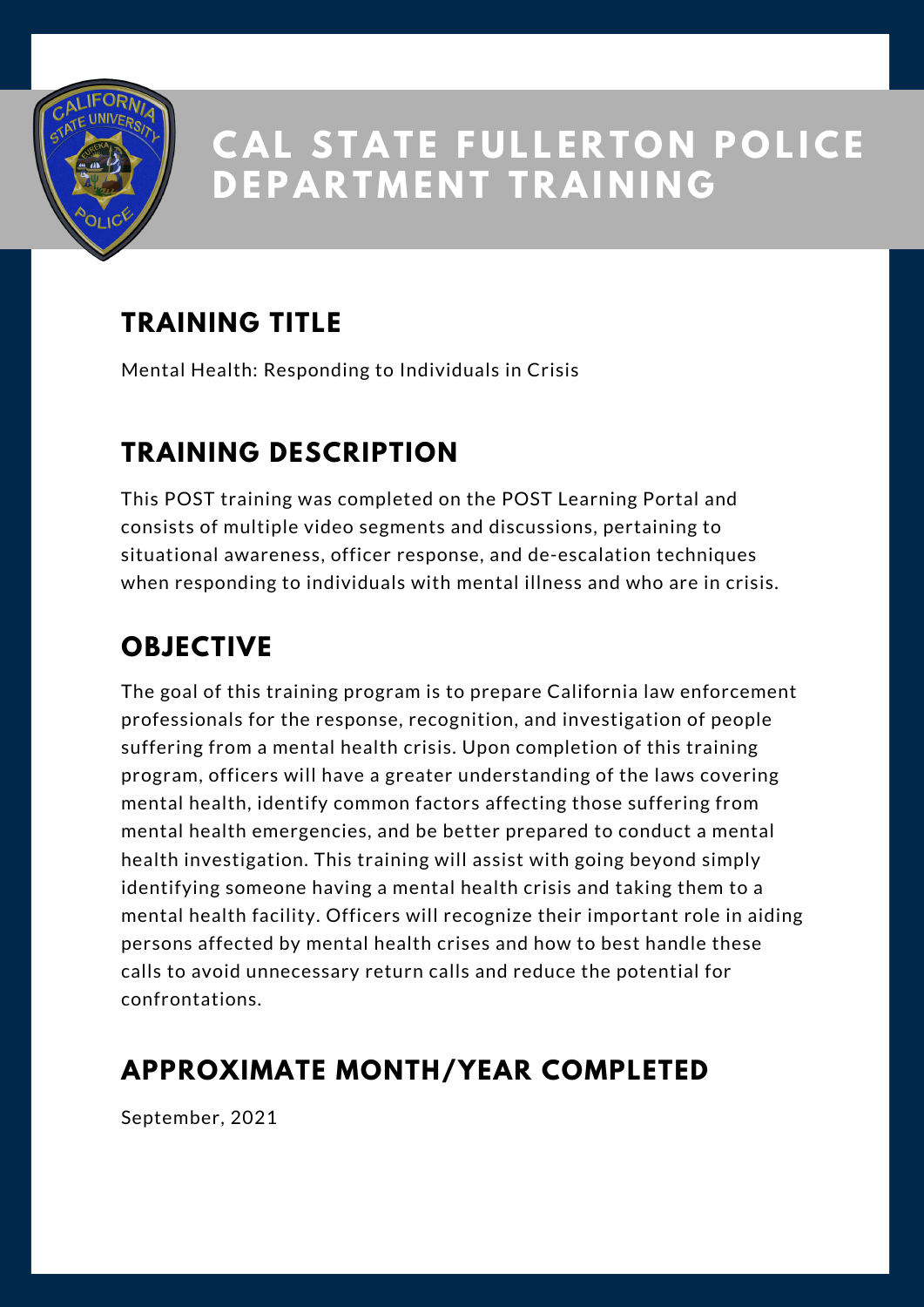# CAL STATE FULLERTON POLICE DEPARTMENT TRAINING

## TRAINING TITLE

Mental Health: Responding to Individuals in Crisis

## TRAINING DESCRIPTION

This POST training was completed on the POST Learning Portal and consists of multiple video segments and discussions, pertaining to situational awareness, officer response, and de-escalation techniques when responding to individuals with mental illness and who are in crisis.

## OBJECTIVE

The goal of this training program is to prepare California law enforcement professionals for the response, recognition, and investigation of people suffering from a mental health crisis. Upon completion of this training program, officers will have a greater understanding of the laws covering mental health, identify common factors affecting those suffering from mental health emergencies, and be better prepared to conduct a mental health investigation. This training will assist with going beyond simply identifying someone having a mental health crisis and taking them to a mental health facility. Officers will recognize their important role in aiding persons affected by mental health crises and how to best handle these calls to avoid unnecessary return calls and reduce the potential for confrontations.

## APPROXIMATE MONTH/YEAR COMPLETED

September, 2021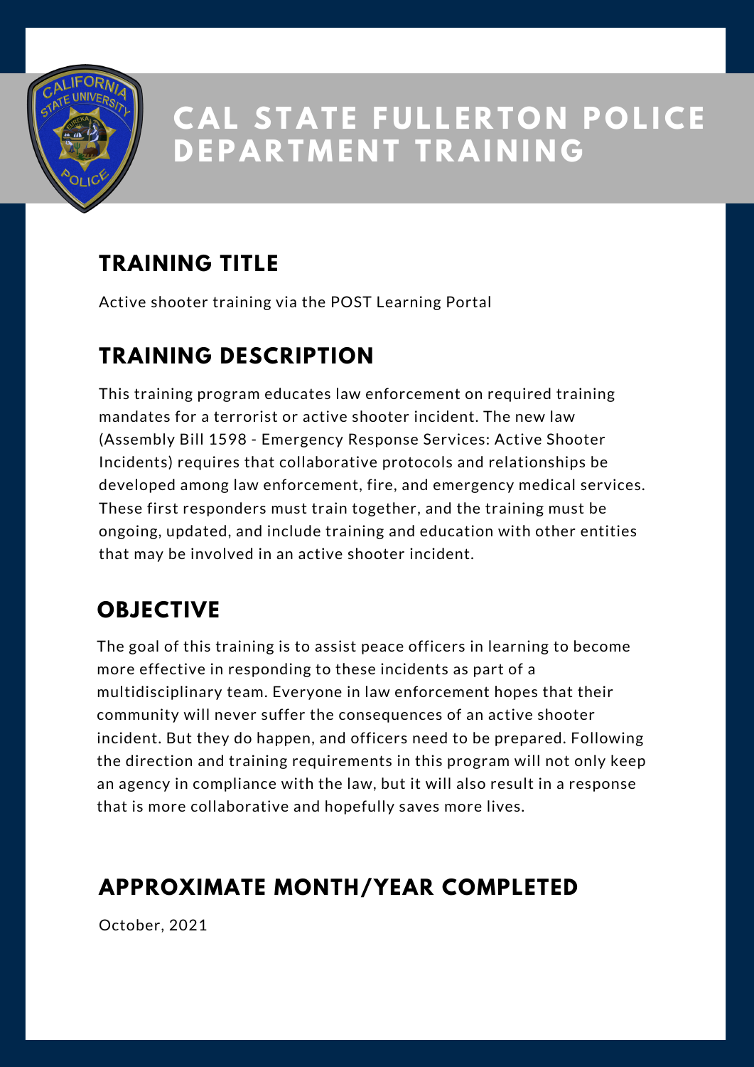# CAL STATE FULLERTON POLICE DEPARTMENT TRAINING

## TRAINING TITLE

Active shooter training via the POST Learning Portal

## TRAINING DESCRIPTION

This training program educates law enforcement on required training mandates for a terrorist or active shooter incident. The new law (Assembly Bill 1598 - Emergency Response Services: Active Shooter Incidents) requires that collaborative protocols and relationships be developed among law enforcement, fire, and emergency medical services. These first responders must train together, and the training must be ongoing, updated, and include training and education with other entities that may be involved in an active shooter incident.

## OBJECTIVE

The goal of this training is to assist peace officers in learning to become more effective in responding to these incidents as part of a multidisciplinary team. Everyone in law enforcement hopes that their community will never suffer the consequences of an active shooter incident. But they do happen, and officers need to be prepared. Following the direction and training requirements in this program will not only keep an agency in compliance with the law, but it will also result in a response that is more collaborative and hopefully saves more lives.

## APPROXIMATE MONTH/YEAR COMPLETED

October, 2021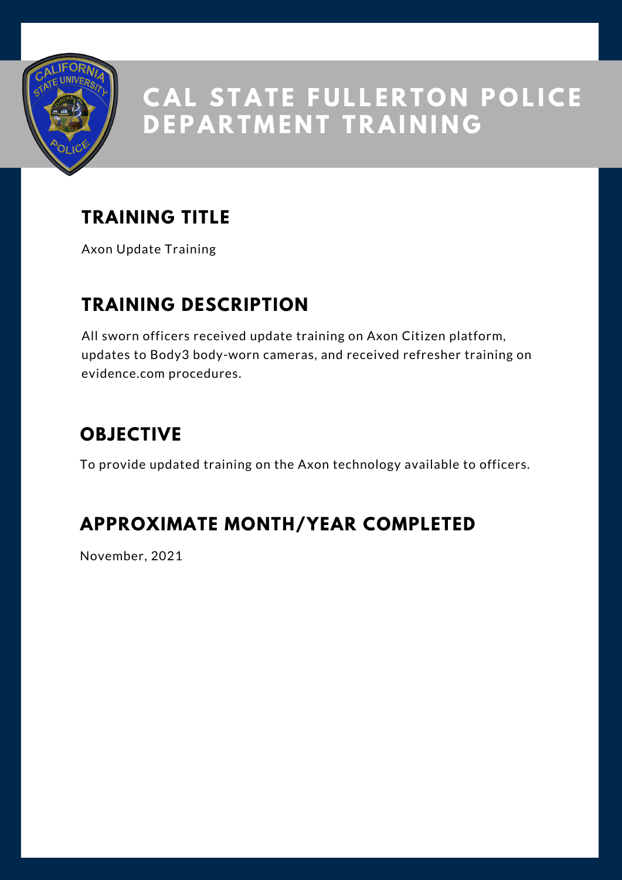# CAL STATE FULLERTON POLICE DEPARTMENT TRAINING

## TRAINING TITLE

Axon Update Training

## TRAINING DESCRIPTION

All sworn officers received update training on Axon Citizen platform, updates to Body3 body-worn cameras, and received refresher training on evidence.com procedures.

## OBJECTIVE

To provide updated training on the Axon technology available to officers.

## APPROXIMATE MONTH/YEAR COMPLETED

November, 2021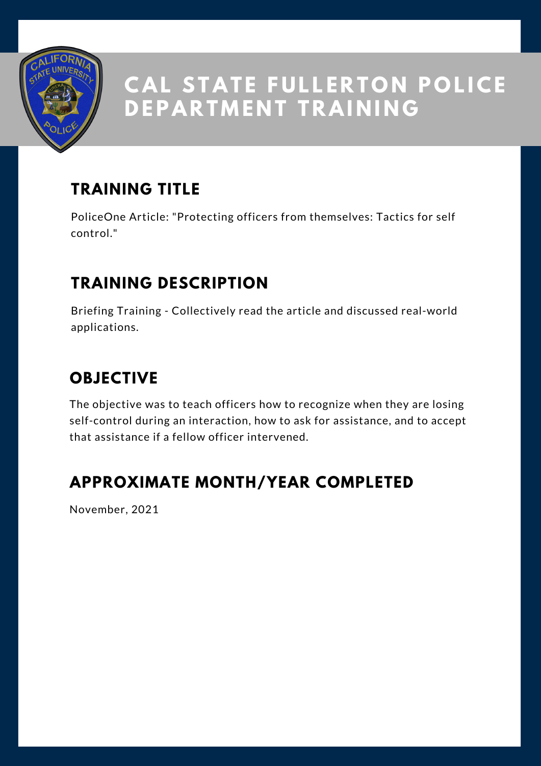# CAL STATE FULLERTON POLICE DEPARTMENT TRAINING

## TRAINING TITLE

PoliceOne Article: "Protecting officers from themselves: Tactics for self control."

## TRAINING DESCRIPTION

Briefing Training - Collectively read the article and discussed real-world applications.

## OBJECTIVE

The objective was to teach officers how to recognize when they are losing self-control during an interaction, how to ask for assistance, and to accept that assistance if a fellow officer intervened.

## APPROXIMATE MONTH/YEAR COMPLETED

November, 2021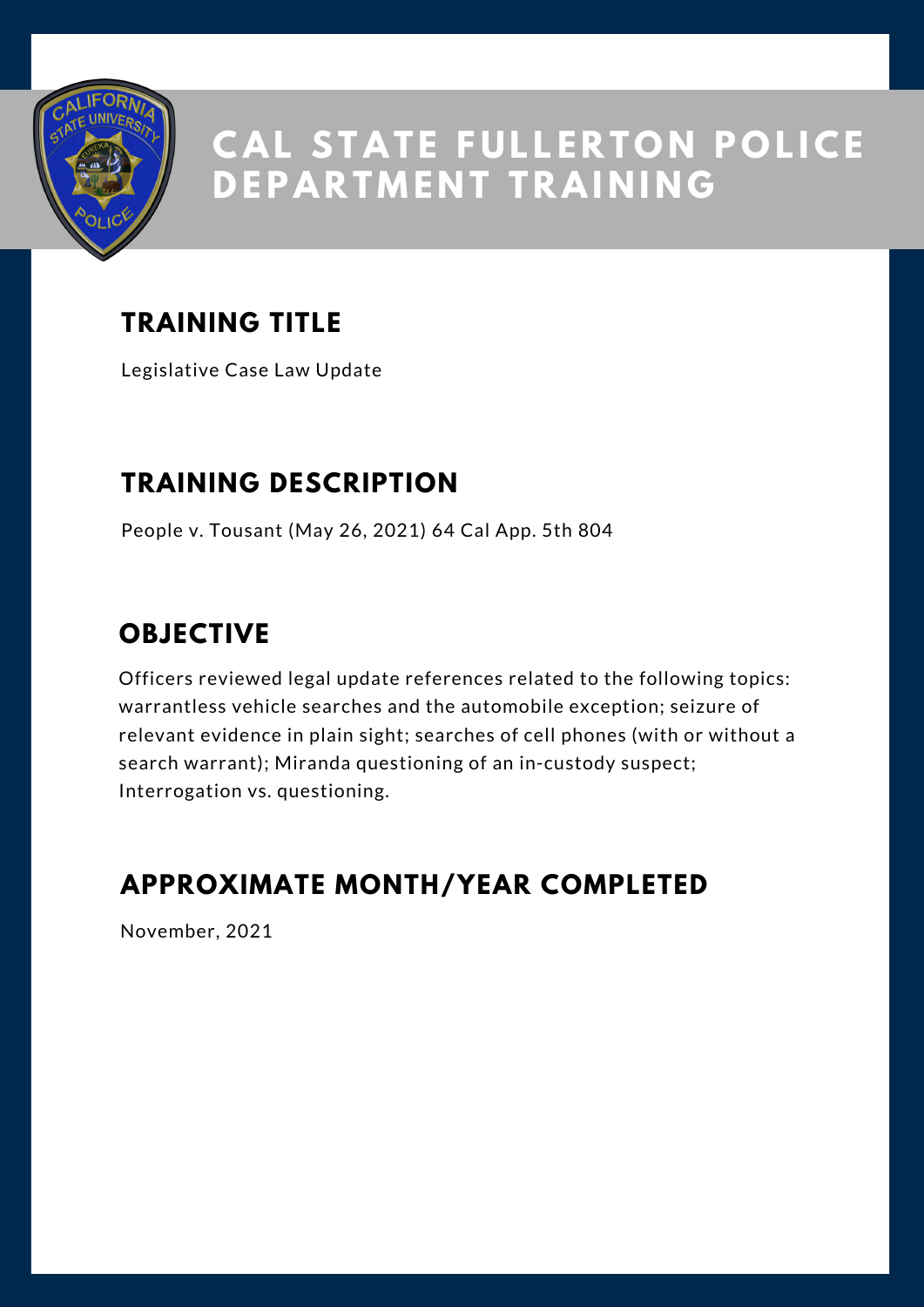# CAL STATE FULLERTON POLICE DEPARTMENT TRAINING

## TRAINING TITLE

Legislative Case Law Update

## TRAINING DESCRIPTION

People v. Tousant (May 26, 2021) 64 Cal App. 5th 804

## OBJECTIVE

Officers reviewed legal update references related to the following topics: warrantless vehicle searches and the automobile exception; seizure of relevant evidence in plain sight; searches of cell phones (with or without a search warrant); Miranda questioning of an in-custody suspect; Interrogation vs. questioning.

## APPROXIMATE MONTH/YEAR COMPLETED

November, 2021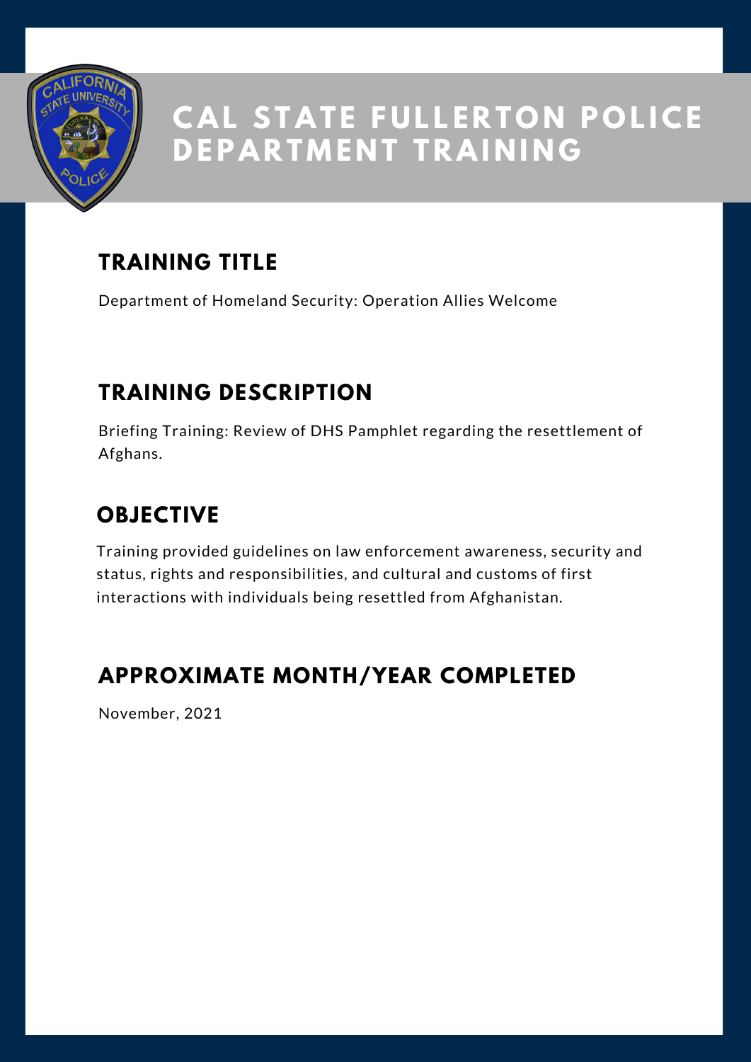# CAL STATE FULLERTON POLICE DEPARTMENT TRAINING

## TRAINING TITLE

Department of Homeland Security: Operation Allies Welcome

## TRAINING DESCRIPTION

Briefing Training: Review of DHS Pamphlet regarding the resettlement of Afghans.

## OBJECTIVE

Training provided guidelines on law enforcement awareness, security and status, rights and responsibilities, and cultural and customs of first interactions with individuals being resettled from Afghanistan.

## APPROXIMATE MONTH/YEAR COMPLETED

November, 2021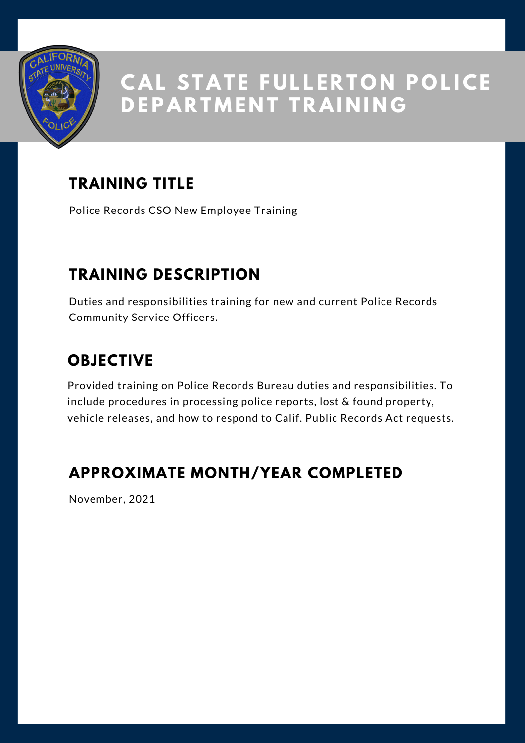# CAL STATE FULLERTON POLICE DEPARTMENT TRAINING

## TRAINING TITLE

Police Records CSO New Employee Training

## TRAINING DESCRIPTION

Duties and responsibilities training for new and current Police Records Community Service Officers.

## OBJECTIVE

Provided training on Police Records Bureau duties and responsibilities. To include procedures in processing police reports, lost & found property, vehicle releases, and how to respond to Calif. Public Records Act requests.

## APPROXIMATE MONTH/YEAR COMPLETED

November, 2021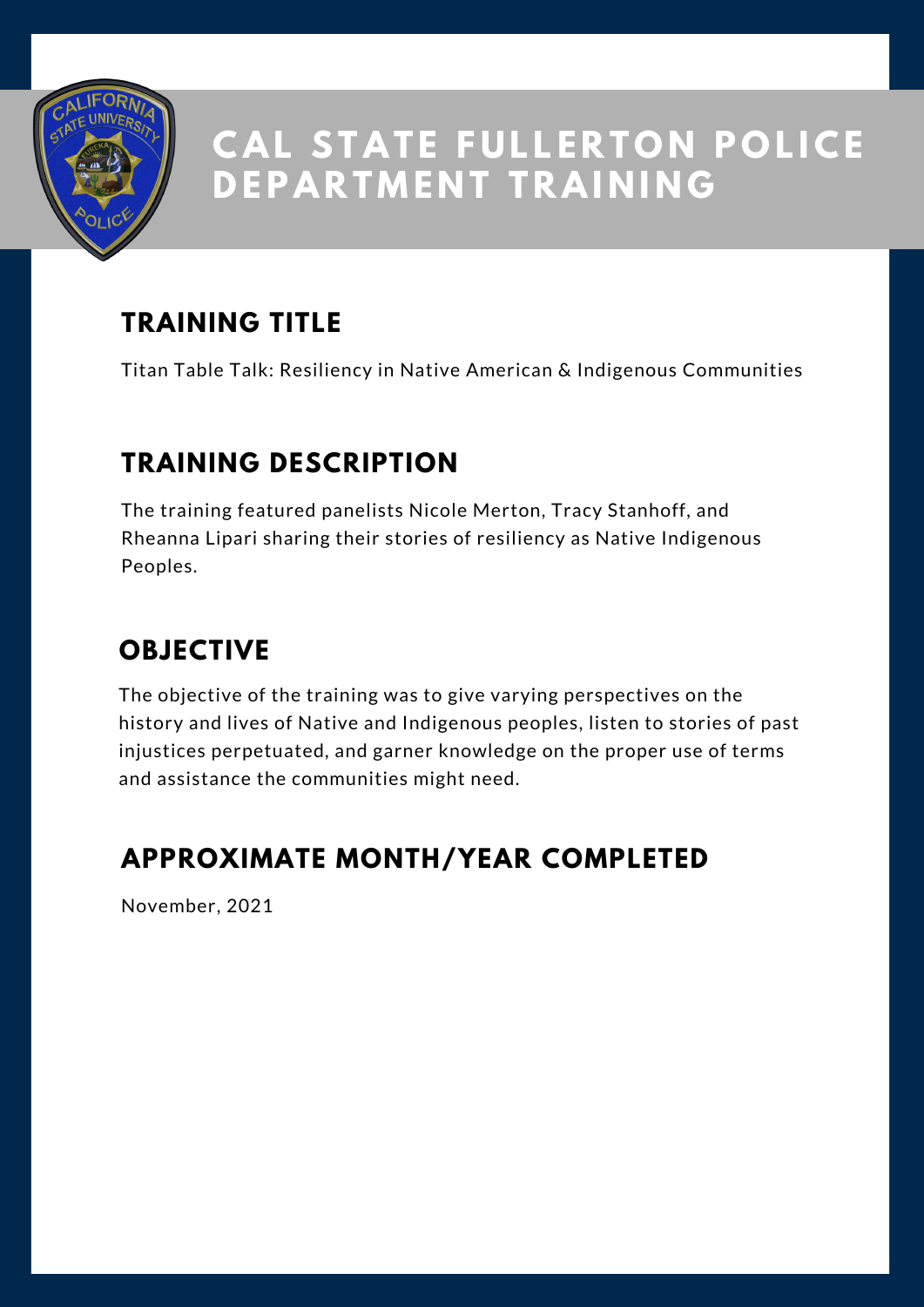# CAL STATE FULLERTON POLICE DEPARTMENT TRAINING

## TRAINING TITLE

Titan Table Talk: Resiliency in Native American & Indigenous Communities

## TRAINING DESCRIPTION

The training featured panelists Nicole Merton, Tracy Stanhoff, and Rheanna Lipari sharing their stories of resiliency as Native Indigenous Peoples.

## OBJECTIVE

The objective of the training was to give varying perspectives on the history and lives of Native and Indigenous peoples, listen to stories of past injustices perpetuated, and garner knowledge on the proper use of terms and assistance the communities might need.

## APPROXIMATE MONTH/YEAR COMPLETED

November, 2021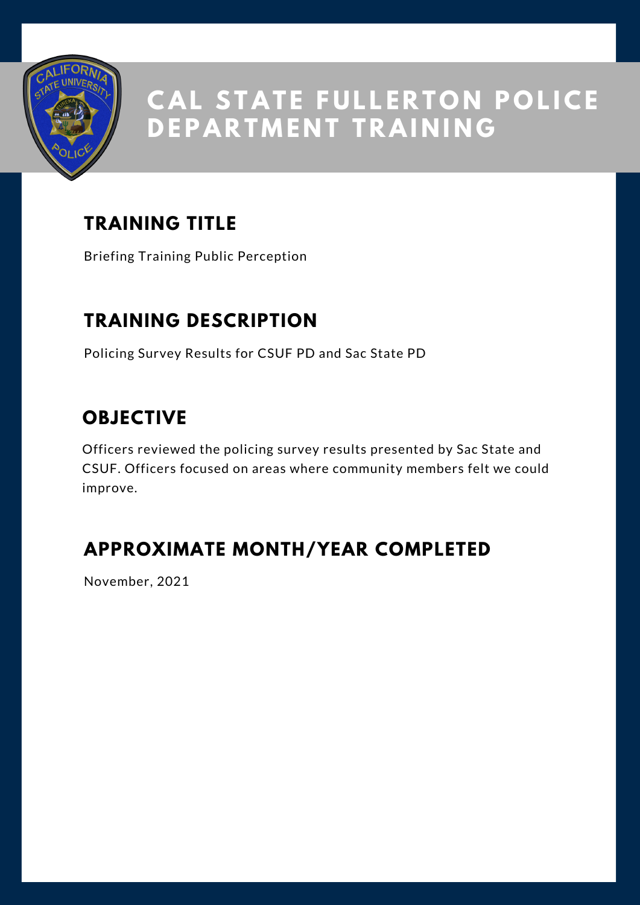# CAL STATE FULLERTON POLICE DEPARTMENT TRAINING

## TRAINING TITLE

Briefing Training Public Perception

## TRAINING DESCRIPTION

Policing Survey Results for CSUF PD and Sac State PD

## OBJECTIVE

Officers reviewed the policing survey results presented by Sac State and CSUF. Officers focused on areas where community members felt we could improve.

## APPROXIMATE MONTH/YEAR COMPLETED

November, 2021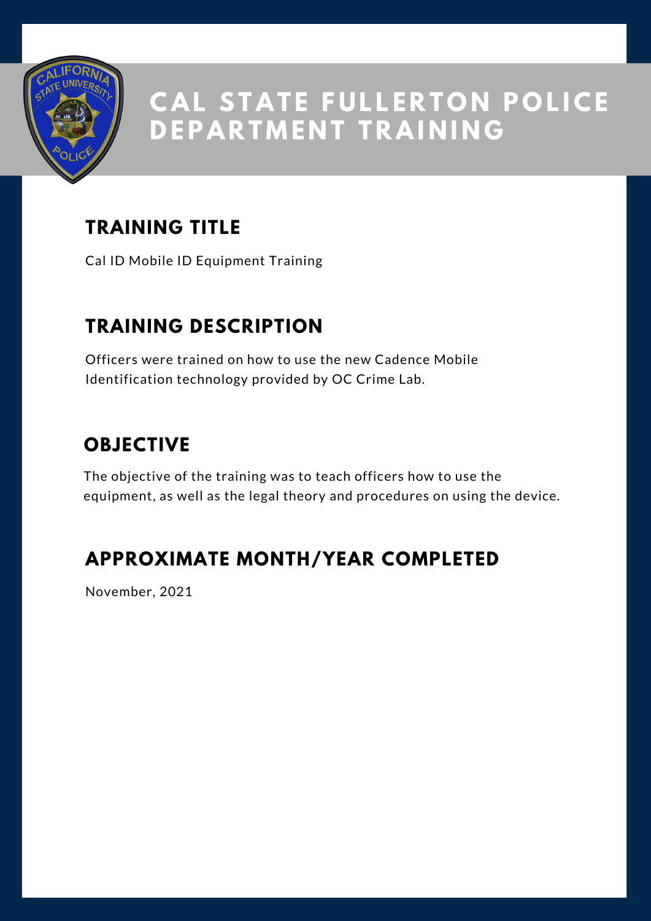# CAL STATE FULLERTON POLICE DEPARTMENT TRAINING

## TRAINING TITLE

Cal ID Mobile ID Equipment Training

## TRAINING DESCRIPTION

Officers were trained on how to use the new Cadence Mobile Identification technology provided by OC Crime Lab.

## OBJECTIVE

The objective of the training was to teach officers how to use the equipment, as well as the legal theory and procedures on using the device.

## APPROXIMATE MONTH/YEAR COMPLETED

November, 2021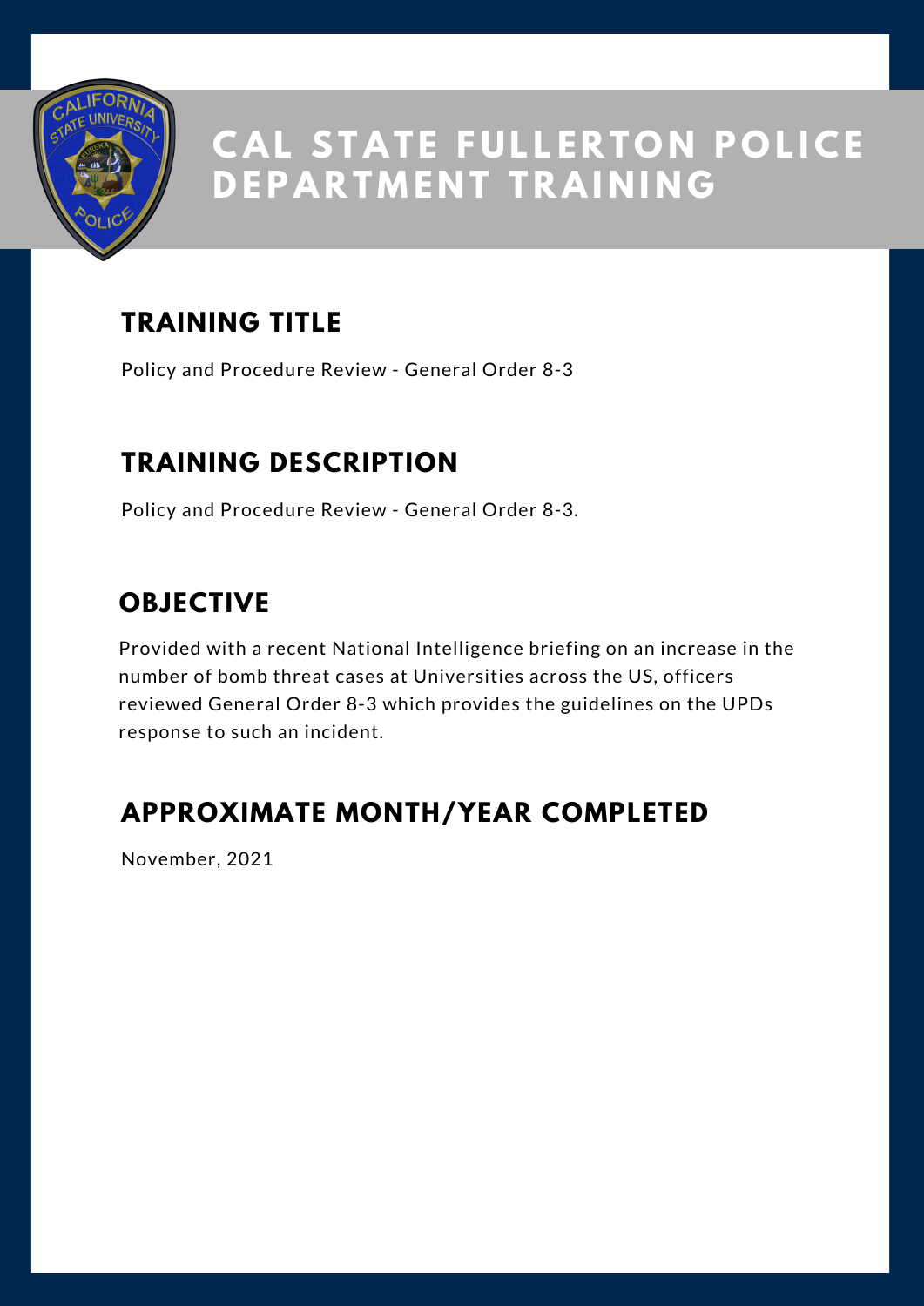# CAL STATE FULLERTON POLICE DEPARTMENT TRAINING

## TRAINING TITLE

Policy and Procedure Review - General Order 8-3

## TRAINING DESCRIPTION

Policy and Procedure Review - General Order 8-3.

## OBJECTIVE

Provided with a recent National Intelligence briefing on an increase in the number of bomb threat cases at Universities across the US, officers reviewed General Order 8-3 which provides the guidelines on the UPDs response to such an incident.

## APPROXIMATE MONTH/YEAR COMPLETED

November, 2021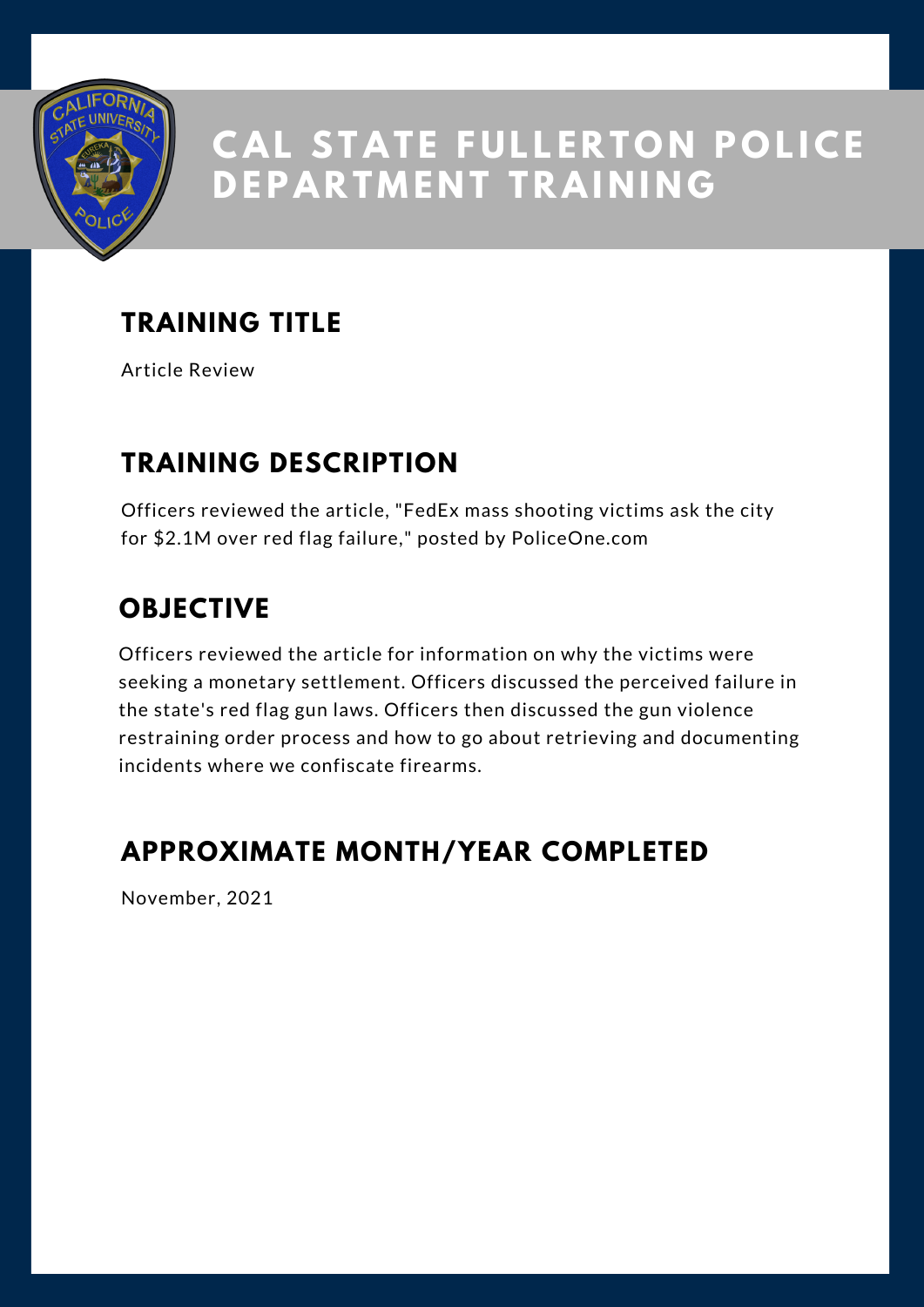# CAL STATE FULLERTON POLICE DEPARTMENT TRAINING

## TRAINING TITLE

Article Review

## TRAINING DESCRIPTION

Officers reviewed the article, "FedEx mass shooting victims ask the city for $2.1M over red flag failure," posted by PoliceOne.com

## OBJECTIVE

Officers reviewed the article for information on why the victims were seeking a monetary settlement. Officers discussed the perceived failure in the state's red flag gun laws. Officers then discussed the gun violence restraining order process and how to go about retrieving and documenting incidents where we confiscate firearms.

## APPROXIMATE MONTH/YEAR COMPLETED

November, 2021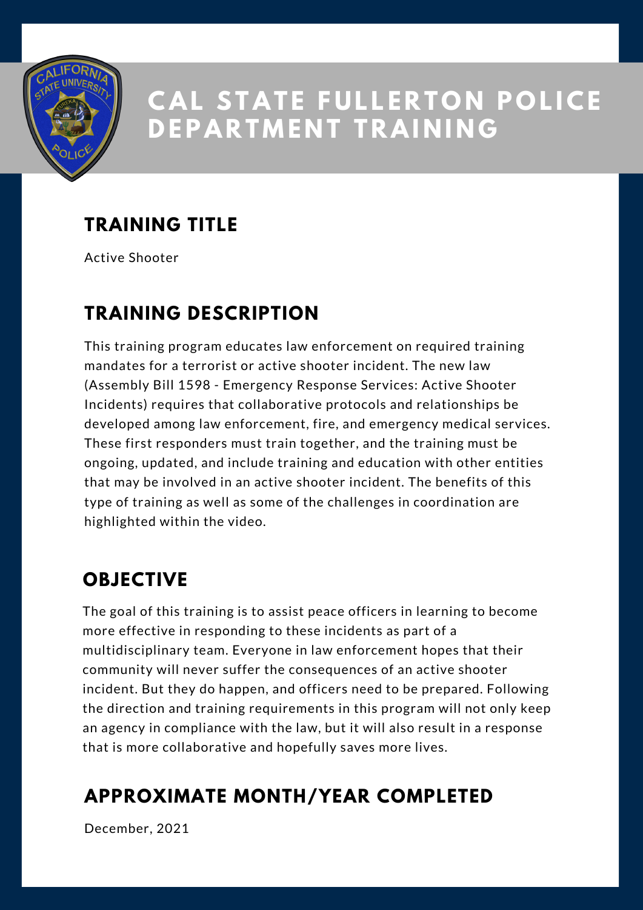# CAL STATE FULLERTON POLICE DEPARTMENT TRAINING

## TRAINING TITLE

Active Shooter

## TRAINING DESCRIPTION

This training program educates law enforcement on required training mandates for a terrorist or active shooter incident. The new law (Assembly Bill 1598 - Emergency Response Services: Active Shooter Incidents) requires that collaborative protocols and relationships be developed among law enforcement, fire, and emergency medical services. These first responders must train together, and the training must be ongoing, updated, and include training and education with other entities that may be involved in an active shooter incident. The benefits of this type of training as well as some of the challenges in coordination are highlighted within the video.

## OBJECTIVE

The goal of this training is to assist peace officers in learning to become more effective in responding to these incidents as part of a multidisciplinary team. Everyone in law enforcement hopes that their community will never suffer the consequences of an active shooter incident. But they do happen, and officers need to be prepared. Following the direction and training requirements in this program will not only keep an agency in compliance with the law, but it will also result in a response that is more collaborative and hopefully saves more lives.

## APPROXIMATE MONTH/YEAR COMPLETED

December, 2021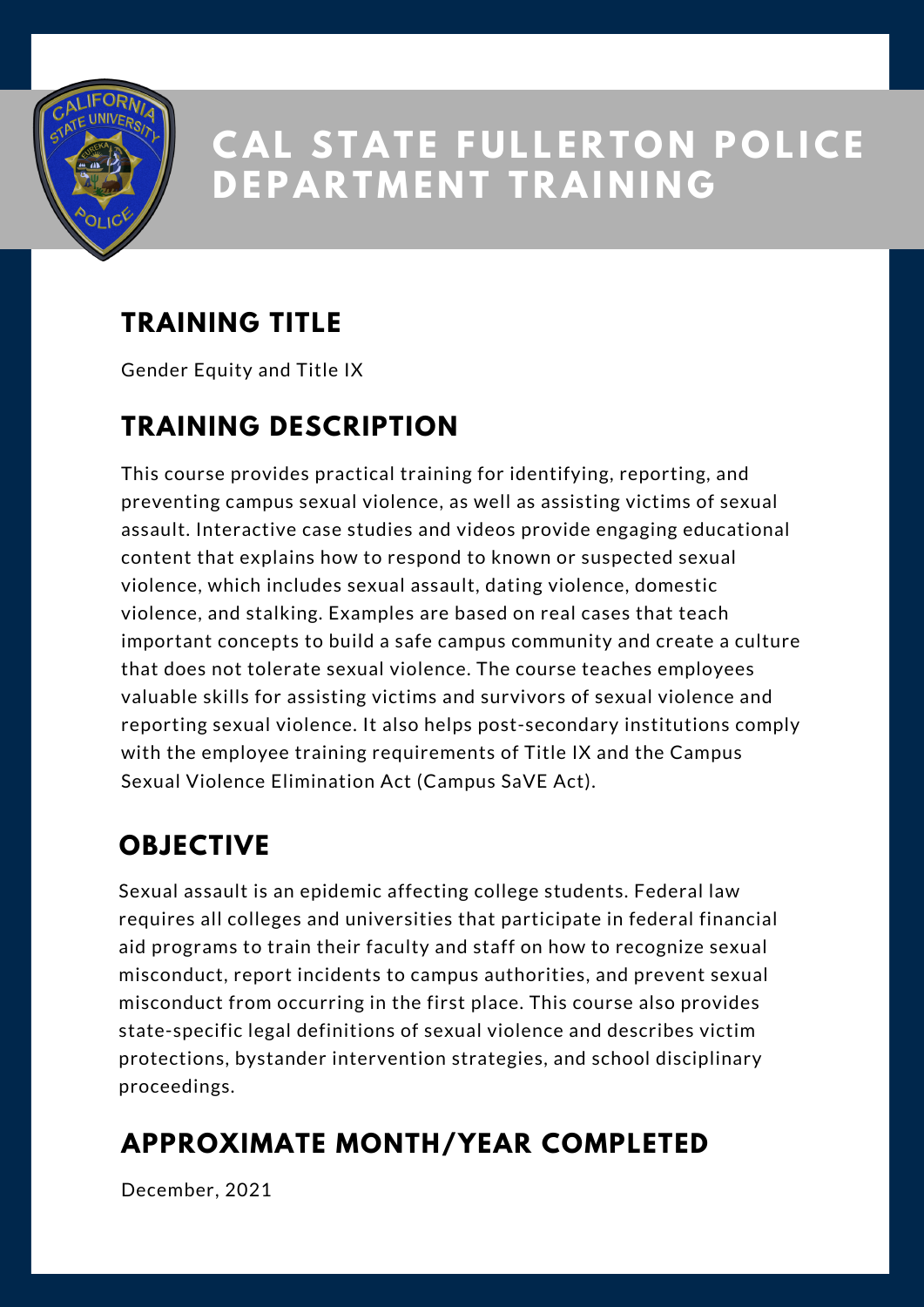# CAL STATE FULLERTON POLICE DEPARTMENT TRAINING

## TRAINING TITLE

Gender Equity and Title IX

## TRAINING DESCRIPTION

This course provides practical training for identifying, reporting, and preventing campus sexual violence, as well as assisting victims of sexual assault. Interactive case studies and videos provide engaging educational content that explains how to respond to known or suspected sexual violence, which includes sexual assault, dating violence, domestic violence, and stalking. Examples are based on real cases that teach important concepts to build a safe campus community and create a culture that does not tolerate sexual violence. The course teaches employees valuable skills for assisting victims and survivors of sexual violence and reporting sexual violence. It also helps post-secondary institutions comply with the employee training requirements of Title IX and the Campus Sexual Violence Elimination Act (Campus SaVE Act).

## OBJECTIVE

Sexual assault is an epidemic affecting college students. Federal law requires all colleges and universities that participate in federal financial aid programs to train their faculty and staff on how to recognize sexual misconduct, report incidents to campus authorities, and prevent sexual misconduct from occurring in the first place. This course also provides state-specific legal definitions of sexual violence and describes victim protections, bystander intervention strategies, and school disciplinary proceedings.

## APPROXIMATE MONTH/YEAR COMPLETED

December, 2021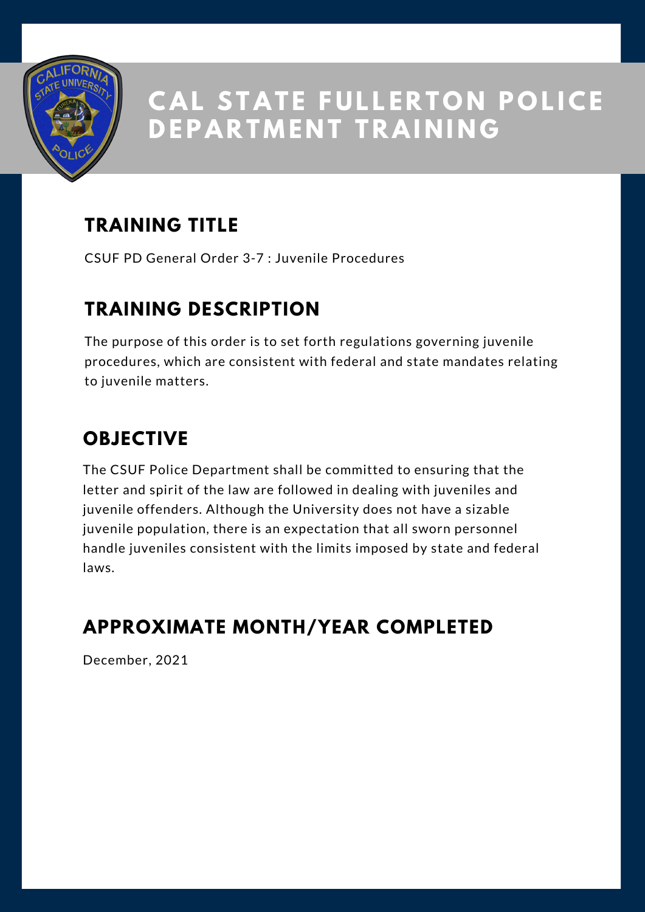# CAL STATE FULLERTON POLICE DEPARTMENT TRAINING

## TRAINING TITLE

CSUF PD General Order 3-7 : Juvenile Procedures

## TRAINING DESCRIPTION

The purpose of this order is to set forth regulations governing juvenile procedures, which are consistent with federal and state mandates relating to juvenile matters.

## OBJECTIVE

The CSUF Police Department shall be committed to ensuring that the letter and spirit of the law are followed in dealing with juveniles and juvenile offenders. Although the University does not have a sizable juvenile population, there is an expectation that all sworn personnel handle juveniles consistent with the limits imposed by state and federal laws.

## APPROXIMATE MONTH/YEAR COMPLETED

December, 2021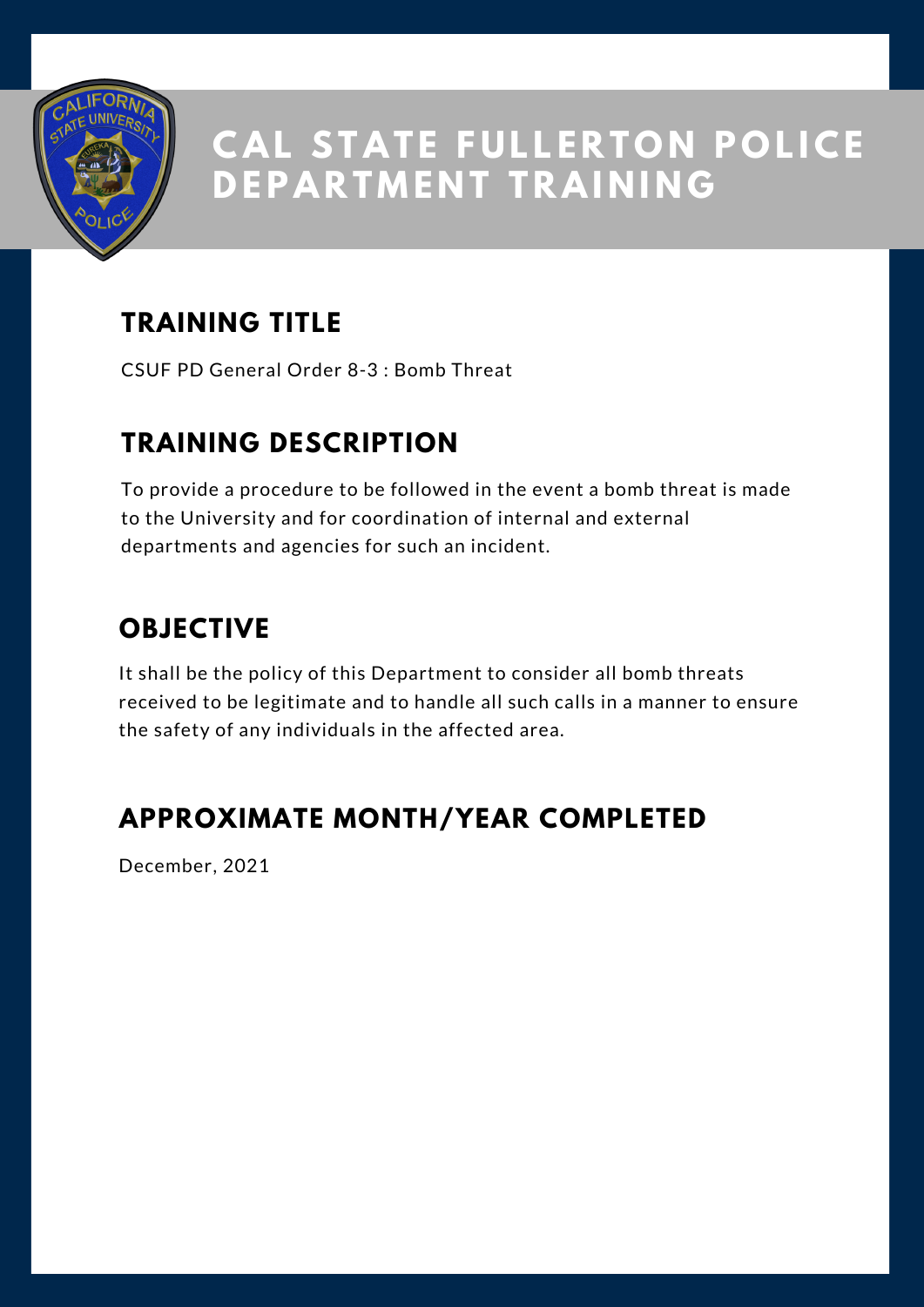# CAL STATE FULLERTON POLICE DEPARTMENT TRAINING

## TRAINING TITLE

CSUF PD General Order 8-3 : Bomb Threat

## TRAINING DESCRIPTION

To provide a procedure to be followed in the event a bomb threat is made to the University and for coordination of internal and external departments and agencies for such an incident.

## OBJECTIVE

It shall be the policy of this Department to consider all bomb threats received to be legitimate and to handle all such calls in a manner to ensure the safety of any individuals in the affected area.

## APPROXIMATE MONTH/YEAR COMPLETED

December, 2021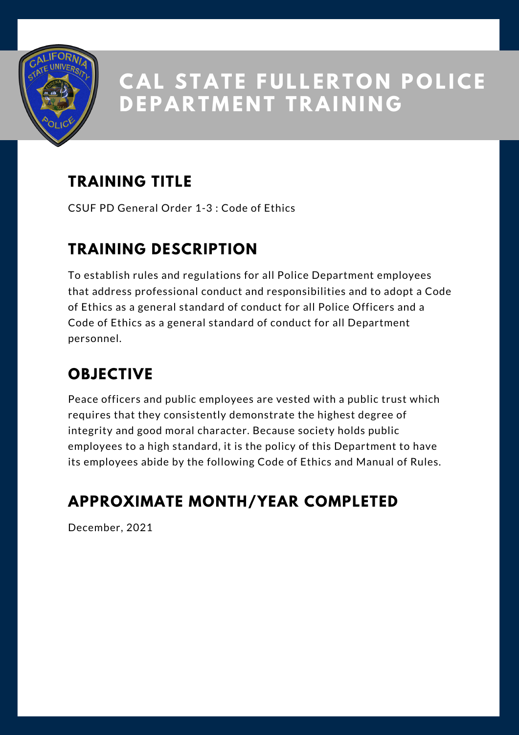# CAL STATE FULLERTON POLICE DEPARTMENT TRAINING

## TRAINING TITLE

CSUF PD General Order 1-3 : Code of Ethics

## TRAINING DESCRIPTION

To establish rules and regulations for all Police Department employees that address professional conduct and responsibilities and to adopt a Code of Ethics as a general standard of conduct for all Police Officers and a Code of Ethics as a general standard of conduct for all Department personnel.

## OBJECTIVE

Peace officers and public employees are vested with a public trust which requires that they consistently demonstrate the highest degree of integrity and good moral character. Because society holds public employees to a high standard, it is the policy of this Department to have its employees abide by the following Code of Ethics and Manual of Rules.

## APPROXIMATE MONTH/YEAR COMPLETED

December, 2021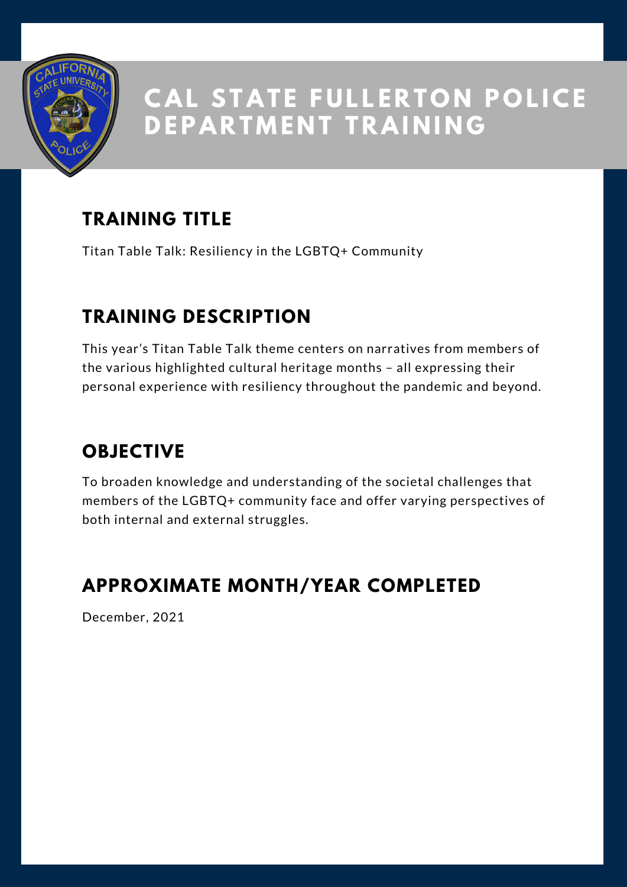# CAL STATE FULLERTON POLICE DEPARTMENT TRAINING

## TRAINING TITLE

Titan Table Talk: Resiliency in the LGBTQ+ Community

## TRAINING DESCRIPTION

This year's Titan Table Talk theme centers on narratives from members of the various highlighted cultural heritage months – all expressing their personal experience with resiliency throughout the pandemic and beyond.

## OBJECTIVE

To broaden knowledge and understanding of the societal challenges that members of the LGBTQ+ community face and offer varying perspectives of both internal and external struggles.

## APPROXIMATE MONTH/YEAR COMPLETED

December, 2021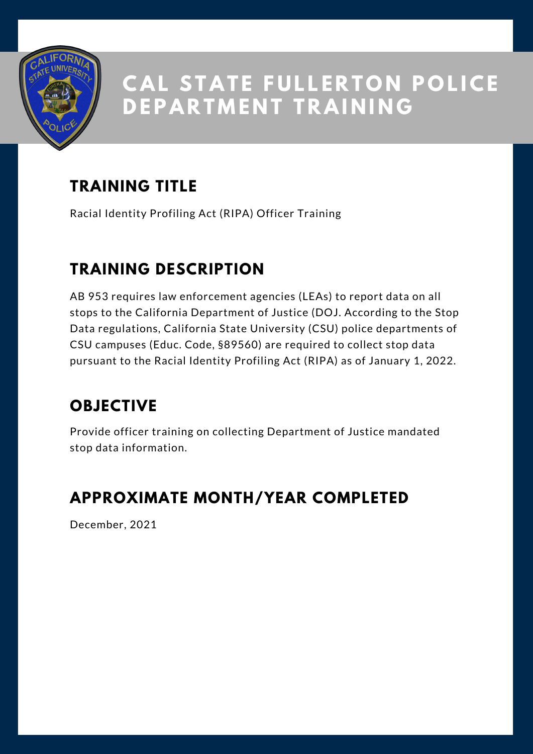# CAL STATE FULLERTON POLICE DEPARTMENT TRAINING

## TRAINING TITLE

Racial Identity Profiling Act (RIPA) Officer Training

## TRAINING DESCRIPTION

AB 953 requires law enforcement agencies (LEAs) to report data on all stops to the California Department of Justice (DOJ. According to the Stop Data regulations, California State University (CSU) police departments of CSU campuses (Educ. Code, §89560) are required to collect stop data pursuant to the Racial Identity Profiling Act (RIPA) as of January 1, 2022.

## OBJECTIVE

Provide officer training on collecting Department of Justice mandated stop data information.

## APPROXIMATE MONTH/YEAR COMPLETED

December, 2021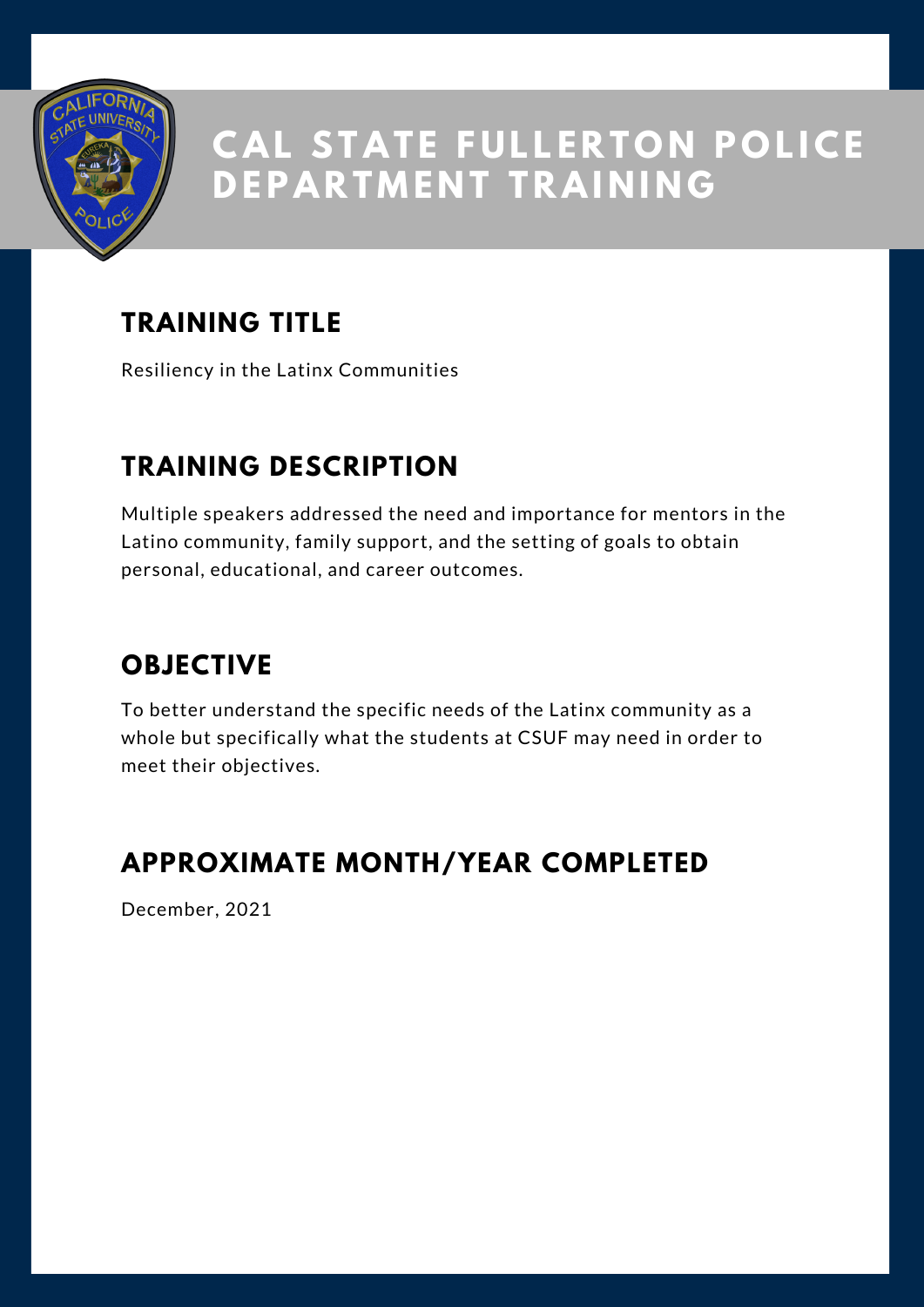# CAL STATE FULLERTON POLICE DEPARTMENT TRAINING

## TRAINING TITLE

Resiliency in the Latinx Communities

## TRAINING DESCRIPTION

Multiple speakers addressed the need and importance for mentors in the Latino community, family support, and the setting of goals to obtain personal, educational, and career outcomes.

## OBJECTIVE

To better understand the specific needs of the Latinx community as a whole but specifically what the students at CSUF may need in order to meet their objectives.

## APPROXIMATE MONTH/YEAR COMPLETED

December, 2021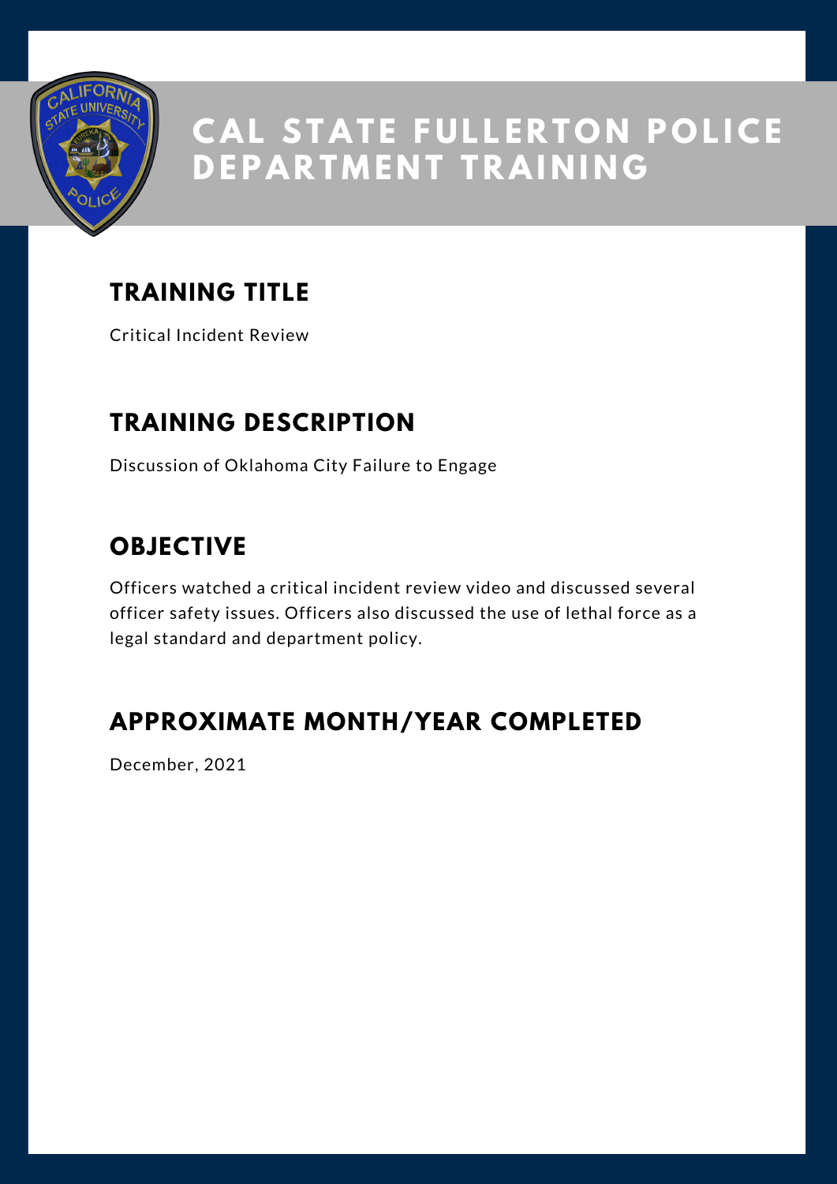# CAL STATE FULLERTON POLICE DEPARTMENT TRAINING

## TRAINING TITLE

Critical Incident Review

## TRAINING DESCRIPTION

Discussion of Oklahoma City Failure to Engage

## OBJECTIVE

Officers watched a critical incident review video and discussed several officer safety issues. Officers also discussed the use of lethal force as a legal standard and department policy.

## APPROXIMATE MONTH/YEAR COMPLETED

December, 2021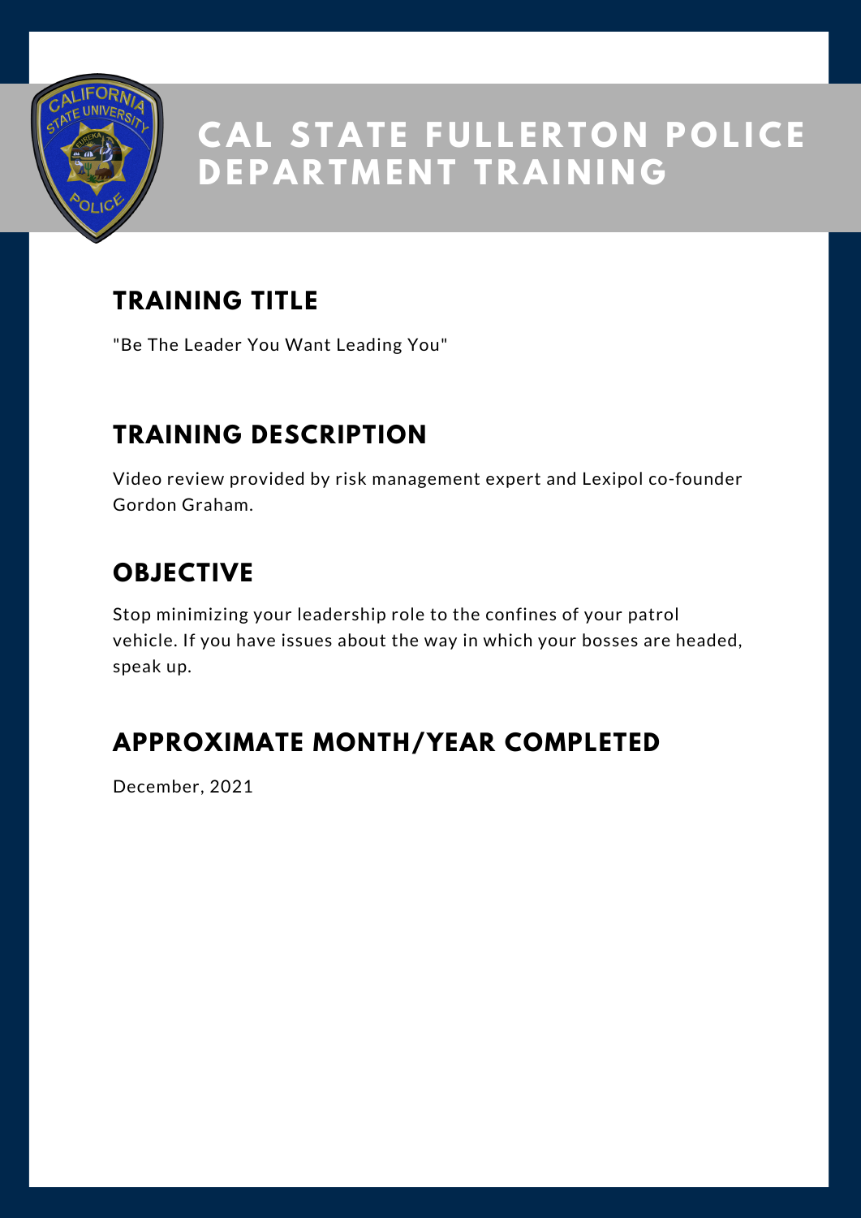# CAL STATE FULLERTON POLICE DEPARTMENT TRAINING

## TRAINING TITLE

"Be The Leader You Want Leading You"

## TRAINING DESCRIPTION

Video review provided by risk management expert and Lexipol co-founder Gordon Graham.

## OBJECTIVE

Stop minimizing your leadership role to the confines of your patrol vehicle. If you have issues about the way in which your bosses are headed, speak up.

## APPROXIMATE MONTH/YEAR COMPLETED

December, 2021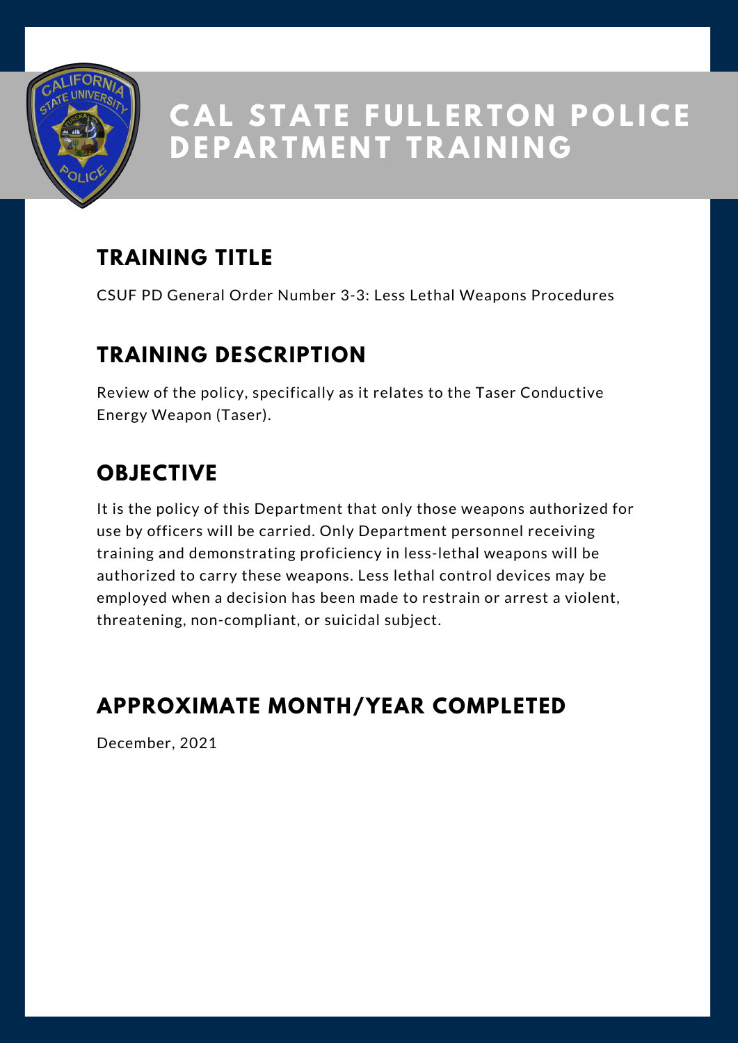# CAL STATE FULLERTON POLICE DEPARTMENT TRAINING

## TRAINING TITLE

CSUF PD General Order Number 3-3: Less Lethal Weapons Procedures

## TRAINING DESCRIPTION

Review of the policy, specifically as it relates to the Taser Conductive Energy Weapon (Taser).

## OBJECTIVE

It is the policy of this Department that only those weapons authorized for use by officers will be carried. Only Department personnel receiving training and demonstrating proficiency in less-lethal weapons will be authorized to carry these weapons. Less lethal control devices may be employed when a decision has been made to restrain or arrest a violent, threatening, non-compliant, or suicidal subject.

## APPROXIMATE MONTH/YEAR COMPLETED

December, 2021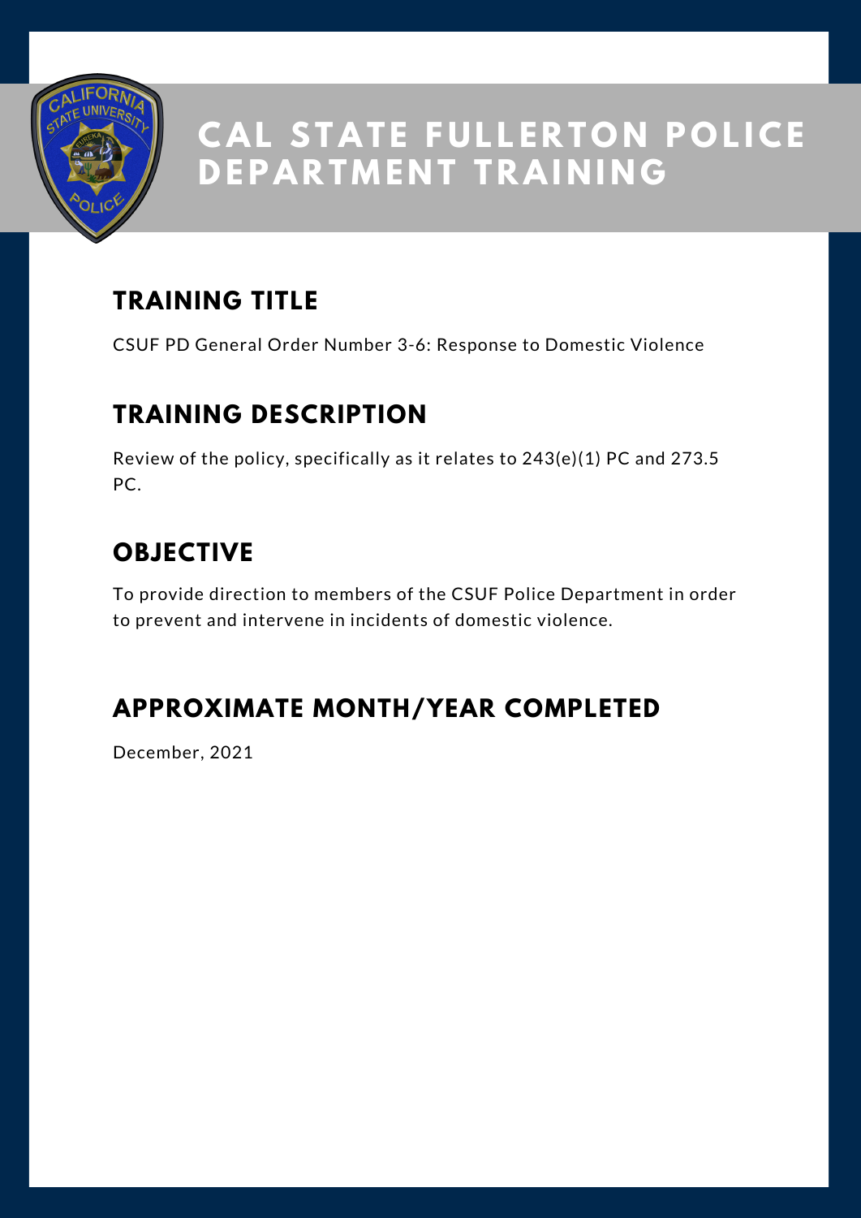# CAL STATE FULLERTON POLICE DEPARTMENT TRAINING

## TRAINING TITLE

CSUF PD General Order Number 3-6: Response to Domestic Violence

## TRAINING DESCRIPTION

Review of the policy, specifically as it relates to 243(e)(1) PC and 273.5 PC.

## OBJECTIVE

To provide direction to members of the CSUF Police Department in order to prevent and intervene in incidents of domestic violence.

## APPROXIMATE MONTH/YEAR COMPLETED

December, 2021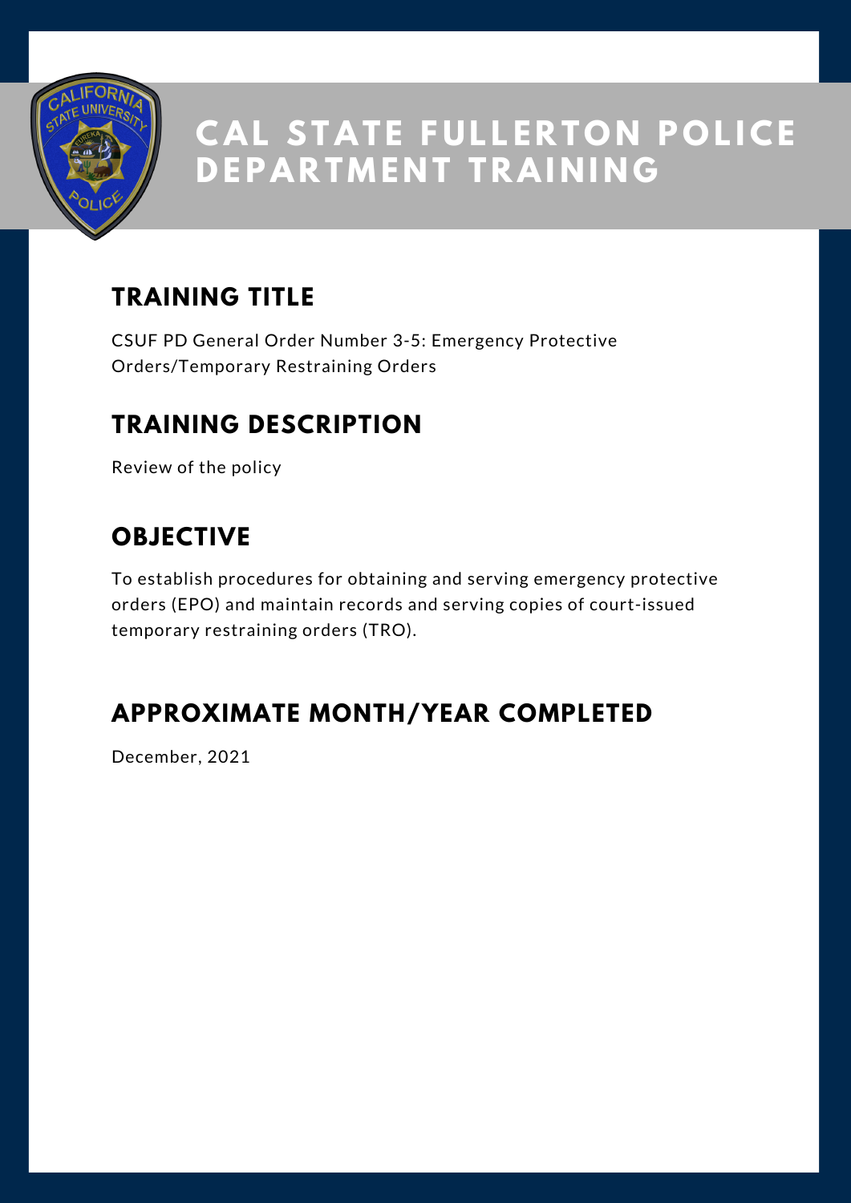# CAL STATE FULLERTON POLICE DEPARTMENT TRAINING

## TRAINING TITLE

CSUF PD General Order Number 3-5: Emergency Protective Orders/Temporary Restraining Orders

## TRAINING DESCRIPTION

Review of the policy

## OBJECTIVE

To establish procedures for obtaining and serving emergency protective orders (EPO) and maintain records and serving copies of court-issued temporary restraining orders (TRO).

## APPROXIMATE MONTH/YEAR COMPLETED

December, 2021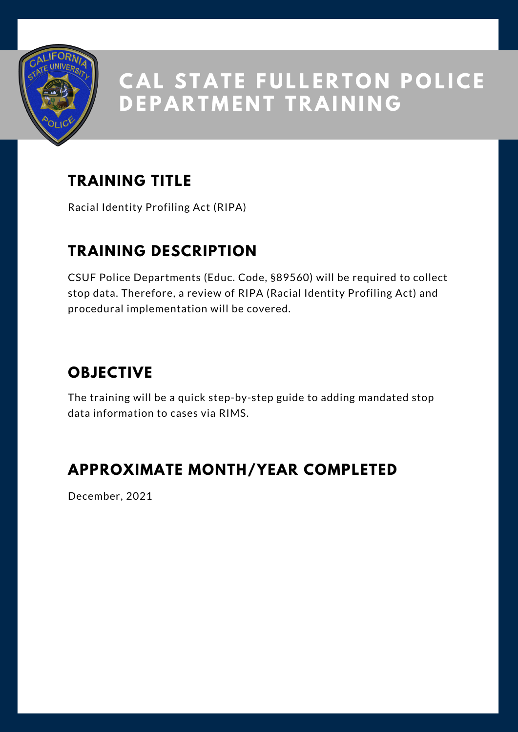# CAL STATE FULLERTON POLICE DEPARTMENT TRAINING

## TRAINING TITLE

Racial Identity Profiling Act (RIPA)

## TRAINING DESCRIPTION

CSUF Police Departments (Educ. Code, §89560) will be required to collect stop data. Therefore, a review of RIPA (Racial Identity Profiling Act) and procedural implementation will be covered.

## OBJECTIVE

The training will be a quick step-by-step guide to adding mandated stop data information to cases via RIMS.

## APPROXIMATE MONTH/YEAR COMPLETED

December, 2021